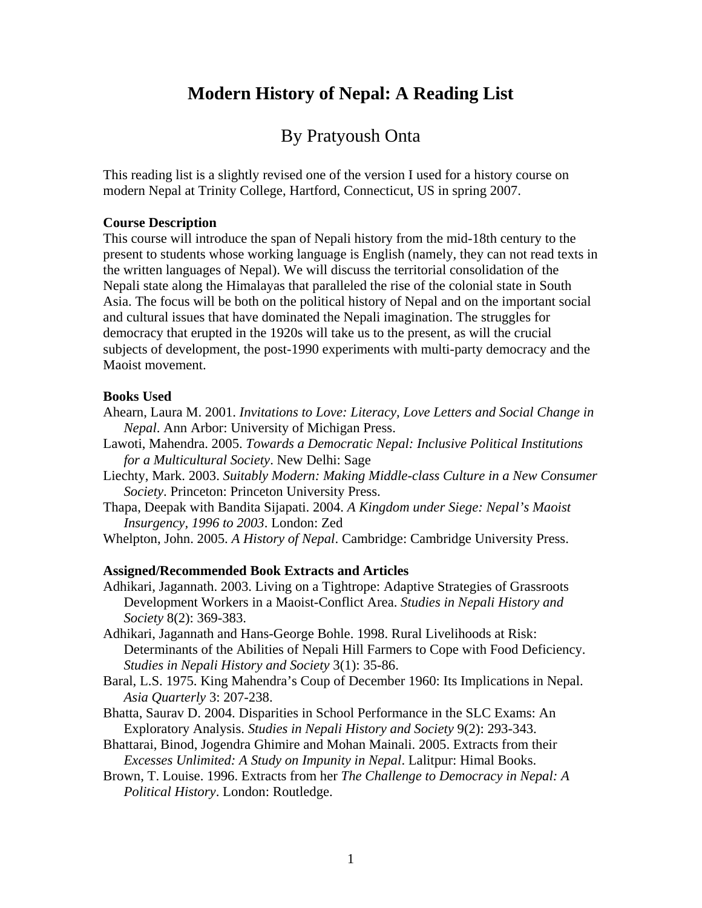# Modern History of Nepal: A Reading List

## By Pratyoush Onta

This reading list is a slightly revised one of the version I used for a history course on modern Nepal at Trinity College, Hartford, Connecticut, US in spring 2007.

**Course Description**

This course will introduce the span of Nepali history from the mid-18th century to the present to students whose working language is English (namely, they can not read texts in the written languages of Nepal). We will discuss the territorial consolidation of the Nepali state along the Himalayas that paralleled the rise of the colonial state in South Asia. The focus will be both on the political history of Nepal and on the important social and cultural issues that have dominated the Nepali imagination. The struggles for democracy that erupted in the 1920s will take us to the present, as will the crucial subjects of development, the post-1990 experiments with multi-party democracy and the Maoist movement.

**Books Used**

Ahearn, Laura M. 2001. *Invitations to Love: Literacy, Love Letters and Social Change in Nepal*. Ann Arbor: University of Michigan Press.

Lawoti, Mahendra. 2005. *Towards a Democratic Nepal: Inclusive Political Institutions for a Multicultural Society*. New Delhi: Sage

Liechty, Mark. 2003. *Suitably Modern: Making Middle-class Culture in a New Consumer Society*. Princeton: Princeton University Press.

Thapa, Deepak with Bandita Sijapati. 2004. *A Kingdom under Siege: Nepal's Maoist Insurgency, 1996 to 2003*. London: Zed

Whelpton, John. 2005. *A History of Nepal*. Cambridge: Cambridge University Press.

**Assigned/Recommended Book Extracts and Articles**

Adhikari, Jagannath. 2003. Living on a Tightrope: Adaptive Strategies of Grassroots Development Workers in a Maoist-Conflict Area. *Studies in Nepali History and Society* 8(2): 369-383.

Adhikari, Jagannath and Hans-George Bohle. 1998. Rural Livelihoods at Risk: Determinants of the Abilities of Nepali Hill Farmers to Cope with Food Deficiency. *Studies in Nepali History and Society* 3(1): 35-86.

Baral, L.S. 1975. King Mahendra's Coup of December 1960: Its Implications in Nepal. *Asia Quarterly* 3: 207-238.

Bhatta, Saurav D. 2004. Disparities in School Performance in the SLC Exams: An Exploratory Analysis. *Studies in Nepali History and Society* 9(2): 293-343.

Bhattarai, Binod, Jogendra Ghimire and Mohan Mainali. 2005. Extracts from their *Excesses Unlimited: A Study on Impunity in Nepal*. Lalitpur: Himal Books.

Brown, T. Louise. 1996. Extracts from her *The Challenge to Democracy in Nepal: A Political History*. London: Routledge.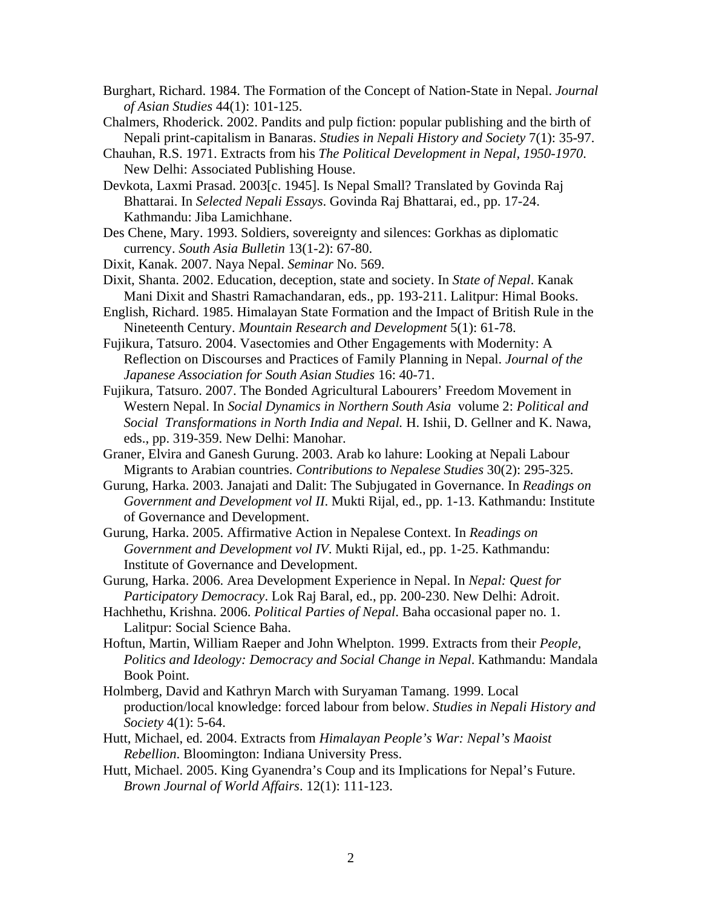Burghart, Richard. 1984. The Formation of the Concept of Nation-State in Nepal. *Journal of Asian Studies* 44(1): 101-125.

Chalmers, Rhoderick. 2002. Pandits and pulp fiction: popular publishing and the birth of Nepali print-capitalism in Banaras. *Studies in Nepali History and Society* 7(1): 35-97.

Chauhan, R.S. 1971. Extracts from his *The Political Development in Nepal, 1950-1970*. New Delhi: Associated Publishing House.

Devkota, Laxmi Prasad. 2003[c. 1945]. Is Nepal Small? Translated by Govinda Raj Bhattarai. In *Selected Nepali Essays*. Govinda Raj Bhattarai, ed., pp. 17-24. Kathmandu: Jiba Lamichhane.

Des Chene, Mary. 1993. Soldiers, sovereignty and silences: Gorkhas as diplomatic currency. *South Asia Bulletin* 13(1-2): 67-80.

Dixit, Kanak. 2007. Naya Nepal. *Seminar* No. 569.

Dixit, Shanta. 2002. Education, deception, state and society. In *State of Nepal*. Kanak Mani Dixit and Shastri Ramachandaran, eds., pp. 193-211. Lalitpur: Himal Books.

English, Richard. 1985. Himalayan State Formation and the Impact of British Rule in the Nineteenth Century. *Mountain Research and Development* 5(1): 61-78.

Fujikura, Tatsuro. 2004. Vasectomies and Other Engagements with Modernity: A Reflection on Discourses and Practices of Family Planning in Nepal. *Journal of the Japanese Association for South Asian Studies* 16: 40-71.

Fujikura, Tatsuro. 2007. The Bonded Agricultural Labourers' Freedom Movement in Western Nepal. In *Social Dynamics in Northern South Asia* volume 2: *Political and Social Transformations in North India and Nepal.* H. Ishii, D. Gellner and K. Nawa, eds., pp. 319-359. New Delhi: Manohar.

Graner, Elvira and Ganesh Gurung. 2003. Arab ko lahure: Looking at Nepali Labour Migrants to Arabian countries. *Contributions to Nepalese Studies* 30(2): 295-325.

Gurung, Harka. 2003. Janajati and Dalit: The Subjugated in Governance. In *Readings on Government and Development vol II*. Mukti Rijal, ed., pp. 1-13. Kathmandu: Institute of Governance and Development.

Gurung, Harka. 2005. Affirmative Action in Nepalese Context. In *Readings on Government and Development vol IV*. Mukti Rijal, ed., pp. 1-25. Kathmandu: Institute of Governance and Development.

Gurung, Harka. 2006. Area Development Experience in Nepal. In *Nepal: Quest for Participatory Democracy*. Lok Raj Baral, ed., pp. 200-230. New Delhi: Adroit.

Hachhethu, Krishna. 2006. *Political Parties of Nepal*. Baha occasional paper no. 1. Lalitpur: Social Science Baha.

Hoftun, Martin, William Raeper and John Whelpton. 1999. Extracts from their *People, Politics and Ideology: Democracy and Social Change in Nepal*. Kathmandu: Mandala Book Point.

Holmberg, David and Kathryn March with Suryaman Tamang. 1999. Local production/local knowledge: forced labour from below. *Studies in Nepali History and Society* 4(1): 5-64.

Hutt, Michael, ed. 2004. Extracts from *Himalayan People's War: Nepal's Maoist Rebellion*. Bloomington: Indiana University Press.

Hutt, Michael. 2005. King Gyanendra's Coup and its Implications for Nepal's Future. *Brown Journal of World Affairs*. 12(1): 111-123.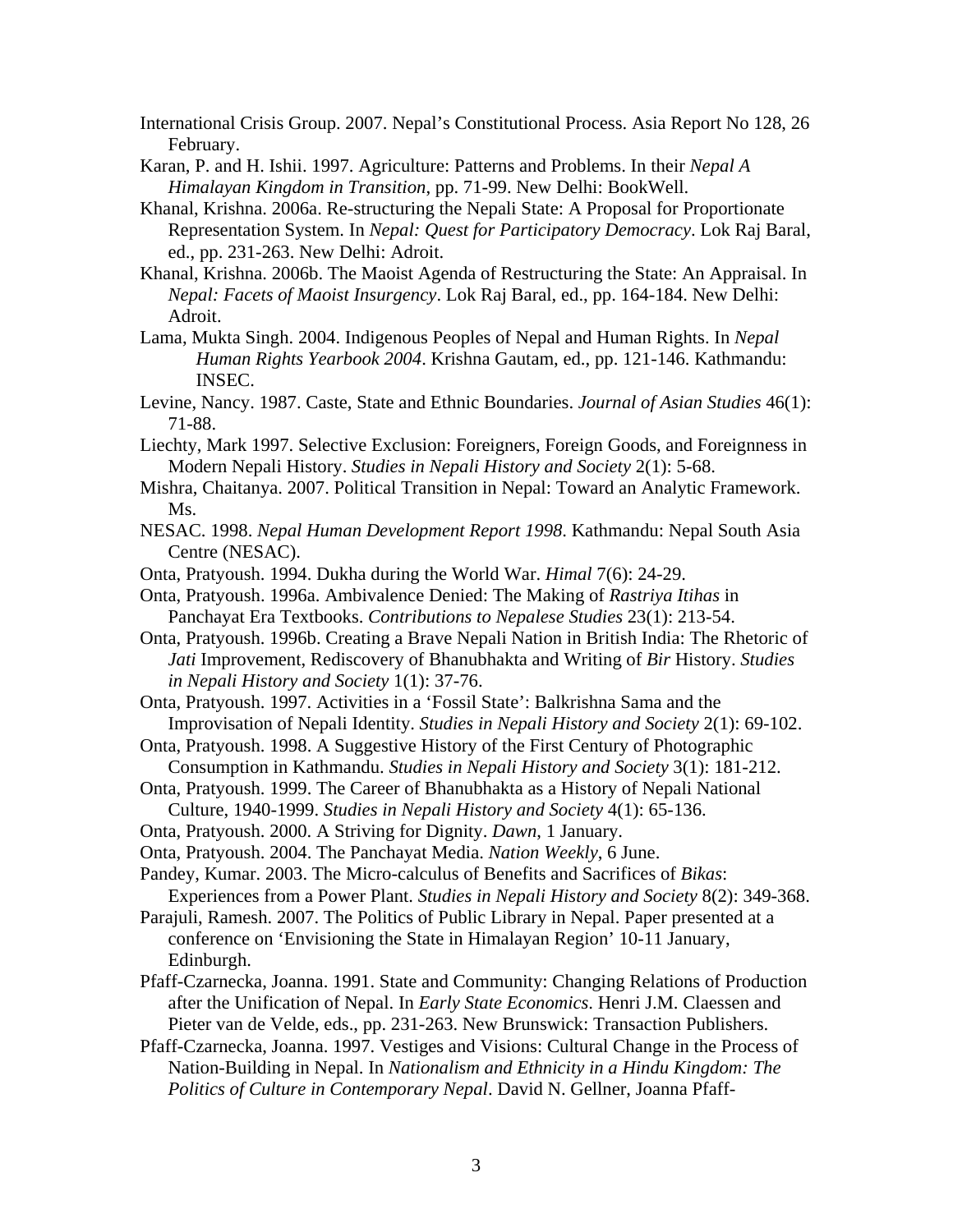International Crisis Group. 2007. Nepal's Constitutional Process. Asia Report No 128, 26 February.

Karan, P. and H. Ishii. 1997. Agriculture: Patterns and Problems. In their *Nepal A Himalayan Kingdom in Transition*, pp. 71-99. New Delhi: BookWell.

Khanal, Krishna. 2006a. Re-structuring the Nepali State: A Proposal for Proportionate Representation System. In *Nepal: Quest for Participatory Democracy*. Lok Raj Baral, ed., pp. 231-263. New Delhi: Adroit.

Khanal, Krishna. 2006b. The Maoist Agenda of Restructuring the State: An Appraisal. In *Nepal: Facets of Maoist Insurgency*. Lok Raj Baral, ed., pp. 164-184. New Delhi: Adroit.

Lama, Mukta Singh. 2004. Indigenous Peoples of Nepal and Human Rights. In *Nepal Human Rights Yearbook 2004*. Krishna Gautam, ed., pp. 121-146. Kathmandu: INSEC.

Levine, Nancy. 1987. Caste, State and Ethnic Boundaries. *Journal of Asian Studies* 46(1): 71-88.

Liechty, Mark 1997. Selective Exclusion: Foreigners, Foreign Goods, and Foreignness in Modern Nepali History. *Studies in Nepali History and Society* 2(1): 5-68.

Mishra, Chaitanya. 2007. Political Transition in Nepal: Toward an Analytic Framework. Ms.

NESAC. 1998. *Nepal Human Development Report 1998*. Kathmandu: Nepal South Asia Centre (NESAC).

Onta, Pratyoush. 1994. Dukha during the World War. *Himal* 7(6): 24-29.

Onta, Pratyoush. 1996a. Ambivalence Denied: The Making of *Rastriya Itihas* in Panchayat Era Textbooks. *Contributions to Nepalese Studies* 23(1): 213-54.

Onta, Pratyoush. 1996b. Creating a Brave Nepali Nation in British India: The Rhetoric of *Jati* Improvement, Rediscovery of Bhanubhakta and Writing of *Bir* History. *Studies in Nepali History and Society* 1(1): 37-76.

Onta, Pratyoush. 1997. Activities in a 'Fossil State': Balkrishna Sama and the Improvisation of Nepali Identity. *Studies in Nepali History and Society* 2(1): 69-102.

Onta, Pratyoush. 1998. A Suggestive History of the First Century of Photographic Consumption in Kathmandu. *Studies in Nepali History and Society* 3(1): 181-212.

Onta, Pratyoush. 1999. The Career of Bhanubhakta as a History of Nepali National Culture, 1940-1999. *Studies in Nepali History and Society* 4(1): 65-136.

Onta, Pratyoush. 2000. A Striving for Dignity. *Dawn*, 1 January.

Onta, Pratyoush. 2004. The Panchayat Media. *Nation Weekly*, 6 June.

Pandey, Kumar. 2003. The Micro-calculus of Benefits and Sacrifices of *Bikas*: Experiences from a Power Plant. *Studies in Nepali History and Society* 8(2): 349-368.

Parajuli, Ramesh. 2007. The Politics of Public Library in Nepal. Paper presented at a conference on 'Envisioning the State in Himalayan Region' 10-11 January, Edinburgh.

Pfaff-Czarnecka, Joanna. 1991. State and Community: Changing Relations of Production after the Unification of Nepal. In *Early State Economics*. Henri J.M. Claessen and Pieter van de Velde, eds., pp. 231-263. New Brunswick: Transaction Publishers.

Pfaff-Czarnecka, Joanna. 1997. Vestiges and Visions: Cultural Change in the Process of Nation-Building in Nepal. In *Nationalism and Ethnicity in a Hindu Kingdom: The Politics of Culture in Contemporary Nepal*. David N. Gellner, Joanna Pfaff-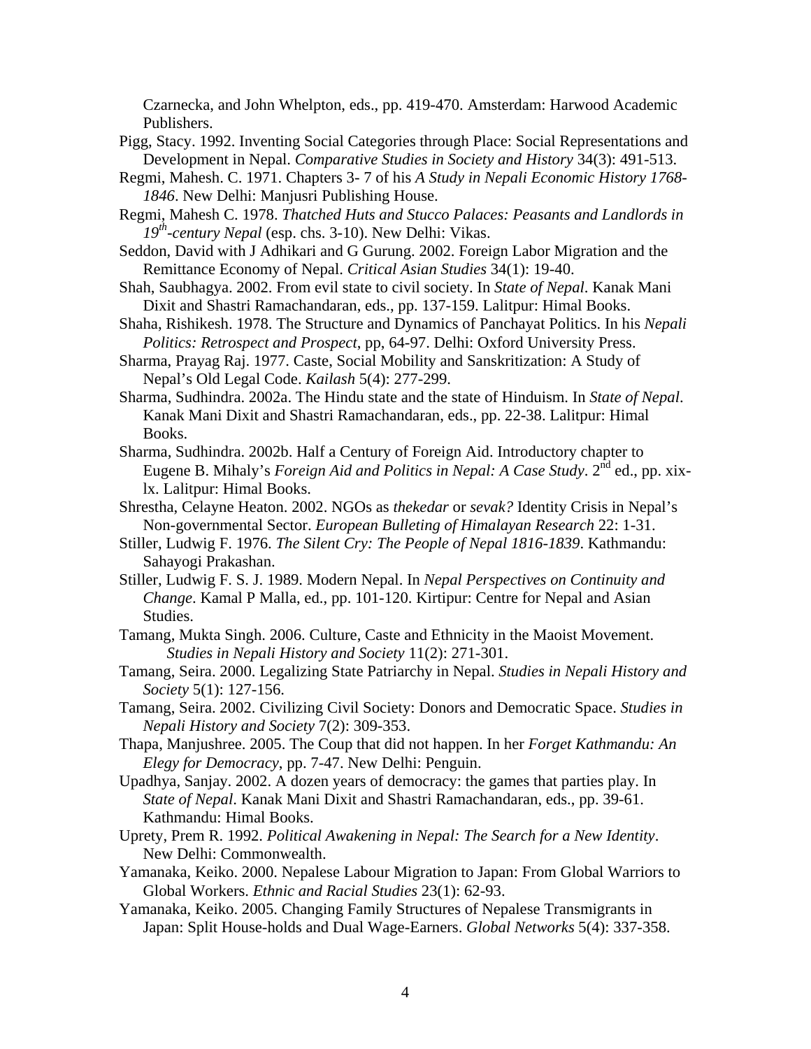Czarnecka, and John Whelpton, eds., pp. 419-470. Amsterdam: Harwood Academic Publishers.

Pigg, Stacy. 1992. Inventing Social Categories through Place: Social Representations and Development in Nepal. *Comparative Studies in Society and History* 34(3): 491-513.

Regmi, Mahesh. C. 1971. Chapters 3- 7 of his *A Study in Nepali Economic History 1768-1846*. New Delhi: Manjusri Publishing House.

Regmi, Mahesh C. 1978. *Thatched Huts and Stucco Palaces: Peasants and Landlords in 19th-century Nepal* (esp. chs. 3-10). New Delhi: Vikas.

Seddon, David with J Adhikari and G Gurung. 2002. Foreign Labor Migration and the Remittance Economy of Nepal. *Critical Asian Studies* 34(1): 19-40.

Shah, Saubhagya. 2002. From evil state to civil society. In *State of Nepal*. Kanak Mani Dixit and Shastri Ramachandaran, eds., pp. 137-159. Lalitpur: Himal Books.

Shaha, Rishikesh. 1978. The Structure and Dynamics of Panchayat Politics. In his *Nepali Politics: Retrospect and Prospect*, pp, 64-97. Delhi: Oxford University Press.

Sharma, Prayag Raj. 1977. Caste, Social Mobility and Sanskritization: A Study of Nepal's Old Legal Code. *Kailash* 5(4): 277-299.

Sharma, Sudhindra. 2002a. The Hindu state and the state of Hinduism. In *State of Nepal*. Kanak Mani Dixit and Shastri Ramachandaran, eds., pp. 22-38. Lalitpur: Himal Books.

Sharma, Sudhindra. 2002b. Half a Century of Foreign Aid. Introductory chapter to Eugene B. Mihaly's *Foreign Aid and Politics in Nepal: A Case Study*. 2nd ed., pp. xix-lx. Lalitpur: Himal Books.

Shrestha, Celayne Heaton. 2002. NGOs as *thekedar* or *sevak?* Identity Crisis in Nepal's Non-governmental Sector. *European Bulleting of Himalayan Research* 22: 1-31.

Stiller, Ludwig F. 1976. *The Silent Cry: The People of Nepal 1816-1839*. Kathmandu: Sahayogi Prakashan.

Stiller, Ludwig F. S. J. 1989. Modern Nepal. In *Nepal Perspectives on Continuity and Change*. Kamal P Malla, ed., pp. 101-120. Kirtipur: Centre for Nepal and Asian Studies.

Tamang, Mukta Singh. 2006. Culture, Caste and Ethnicity in the Maoist Movement. *Studies in Nepali History and Society* 11(2): 271-301.

Tamang, Seira. 2000. Legalizing State Patriarchy in Nepal. *Studies in Nepali History and Society* 5(1): 127-156.

Tamang, Seira. 2002. Civilizing Civil Society: Donors and Democratic Space. *Studies in Nepali History and Society* 7(2): 309-353.

Thapa, Manjushree. 2005. The Coup that did not happen. In her *Forget Kathmandu: An Elegy for Democracy*, pp. 7-47. New Delhi: Penguin.

Upadhya, Sanjay. 2002. A dozen years of democracy: the games that parties play. In *State of Nepal*. Kanak Mani Dixit and Shastri Ramachandaran, eds., pp. 39-61. Kathmandu: Himal Books.

Uprety, Prem R. 1992. *Political Awakening in Nepal: The Search for a New Identity*. New Delhi: Commonwealth.

Yamanaka, Keiko. 2000. Nepalese Labour Migration to Japan: From Global Warriors to Global Workers. *Ethnic and Racial Studies* 23(1): 62-93.

Yamanaka, Keiko. 2005. Changing Family Structures of Nepalese Transmigrants in Japan: Split House-holds and Dual Wage-Earners. *Global Networks* 5(4): 337-358.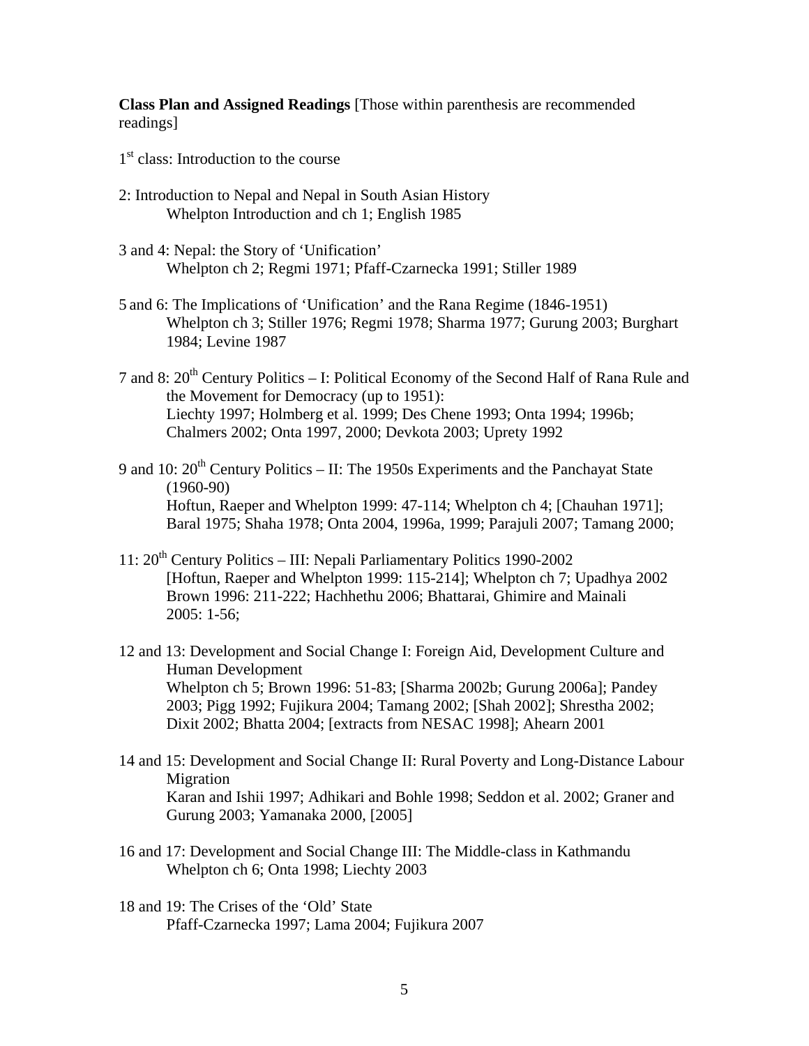**Class Plan and Assigned Readings** [Those within parenthesis are recommended readings]

1st class: Introduction to the course

2: Introduction to Nepal and Nepal in South Asian History
Whelpton Introduction and ch 1; English 1985

3 and 4: Nepal: the Story of 'Unification'
Whelpton ch 2; Regmi 1971; Pfaff-Czarnecka 1991; Stiller 1989

5 and 6: The Implications of 'Unification' and the Rana Regime (1846-1951)
Whelpton ch 3; Stiller 1976; Regmi 1978; Sharma 1977; Gurung 2003; Burghart 1984; Levine 1987

7 and 8: 20th Century Politics – I: Political Economy of the Second Half of Rana Rule and the Movement for Democracy (up to 1951):
Liechty 1997; Holmberg et al. 1999; Des Chene 1993; Onta 1994; 1996b; Chalmers 2002; Onta 1997, 2000; Devkota 2003; Uprety 1992

9 and 10: 20th Century Politics – II: The 1950s Experiments and the Panchayat State (1960-90)
Hoftun, Raeper and Whelpton 1999: 47-114; Whelpton ch 4; [Chauhan 1971]; Baral 1975; Shaha 1978; Onta 2004, 1996a, 1999; Parajuli 2007; Tamang 2000;

11: 20th Century Politics – III: Nepali Parliamentary Politics 1990-2002
[Hoftun, Raeper and Whelpton 1999: 115-214]; Whelpton ch 7; Upadhya 2002 Brown 1996: 211-222; Hachhethu 2006; Bhattarai, Ghimire and Mainali 2005: 1-56;

12 and 13: Development and Social Change I: Foreign Aid, Development Culture and Human Development
Whelpton ch 5; Brown 1996: 51-83; [Sharma 2002b; Gurung 2006a]; Pandey 2003; Pigg 1992; Fujikura 2004; Tamang 2002; [Shah 2002]; Shrestha 2002; Dixit 2002; Bhatta 2004; [extracts from NESAC 1998]; Ahearn 2001

14 and 15: Development and Social Change II: Rural Poverty and Long-Distance Labour Migration
Karan and Ishii 1997; Adhikari and Bohle 1998; Seddon et al. 2002; Graner and Gurung 2003; Yamanaka 2000, [2005]

16 and 17: Development and Social Change III: The Middle-class in Kathmandu
Whelpton ch 6; Onta 1998; Liechty 2003

18 and 19: The Crises of the 'Old' State
Pfaff-Czarnecka 1997; Lama 2004; Fujikura 2007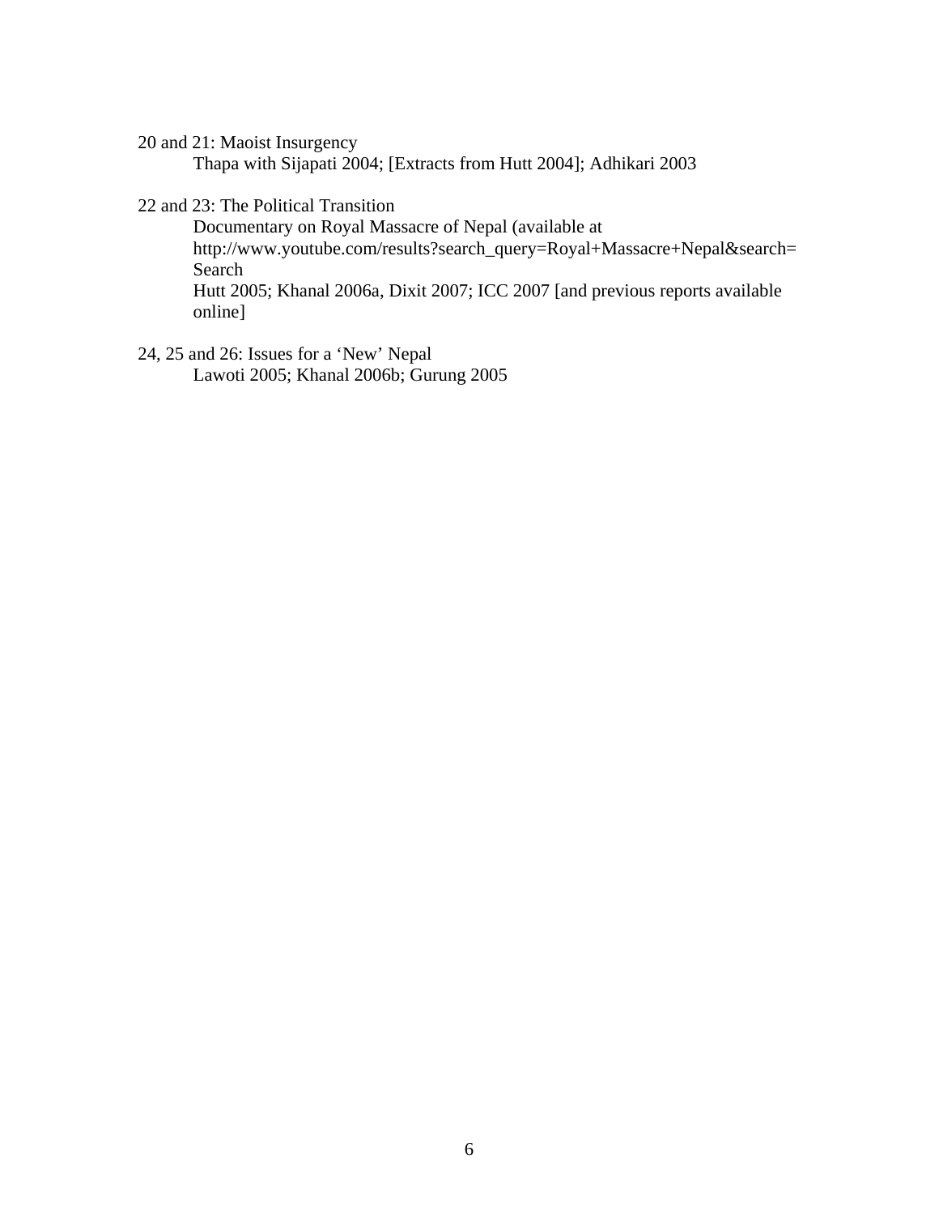20 and 21: Maoist Insurgency

Thapa with Sijapati 2004; [Extracts from Hutt 2004]; Adhikari 2003

22 and 23: The Political Transition

Documentary on Royal Massacre of Nepal (available at http://www.youtube.com/results?search_query=Royal+Massacre+Nepal&search=Search

Hutt 2005; Khanal 2006a, Dixit 2007; ICC 2007 [and previous reports available online]

24, 25 and 26: Issues for a 'New' Nepal

Lawoti 2005; Khanal 2006b; Gurung 2005